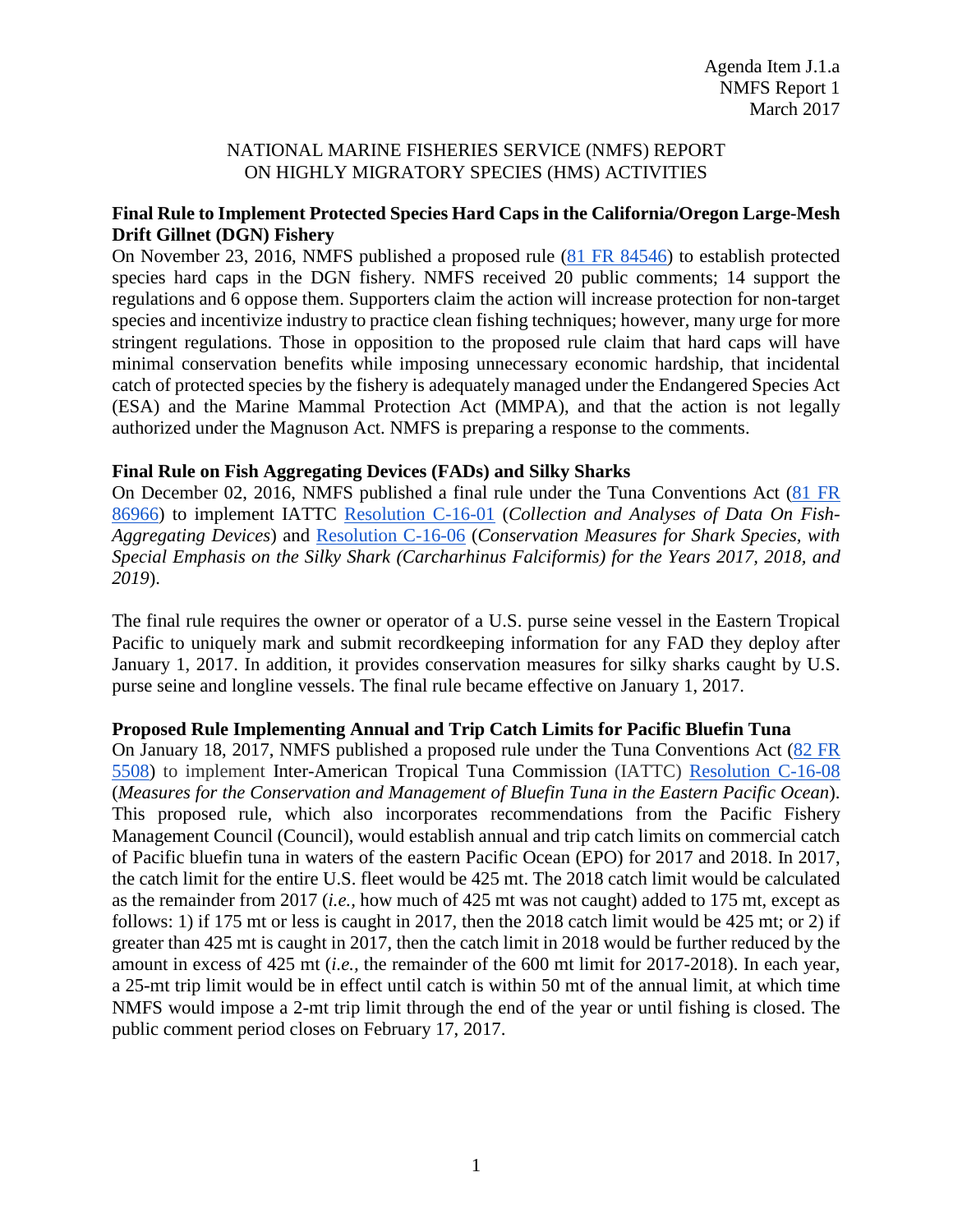Agenda Item J.1.a
NMFS Report 1
March 2017

# NATIONAL MARINE FISHERIES SERVICE (NMFS) REPORT ON HIGHLY MIGRATORY SPECIES (HMS) ACTIVITIES

## Final Rule to Implement Protected Species Hard Caps in the California/Oregon Large-Mesh Drift Gillnet (DGN) Fishery

On November 23, 2016, NMFS published a proposed rule (81 FR 84546) to establish protected species hard caps in the DGN fishery. NMFS received 20 public comments; 14 support the regulations and 6 oppose them. Supporters claim the action will increase protection for non-target species and incentivize industry to practice clean fishing techniques; however, many urge for more stringent regulations. Those in opposition to the proposed rule claim that hard caps will have minimal conservation benefits while imposing unnecessary economic hardship, that incidental catch of protected species by the fishery is adequately managed under the Endangered Species Act (ESA) and the Marine Mammal Protection Act (MMPA), and that the action is not legally authorized under the Magnuson Act. NMFS is preparing a response to the comments.

## Final Rule on Fish Aggregating Devices (FADs) and Silky Sharks

On December 02, 2016, NMFS published a final rule under the Tuna Conventions Act (81 FR 86966) to implement IATTC Resolution C-16-01 (*Collection and Analyses of Data On Fish-Aggregating Devices*) and Resolution C-16-06 (*Conservation Measures for Shark Species, with Special Emphasis on the Silky Shark (Carcharhinus Falciformis) for the Years 2017, 2018, and 2019*).

The final rule requires the owner or operator of a U.S. purse seine vessel in the Eastern Tropical Pacific to uniquely mark and submit recordkeeping information for any FAD they deploy after January 1, 2017. In addition, it provides conservation measures for silky sharks caught by U.S. purse seine and longline vessels. The final rule became effective on January 1, 2017.

## Proposed Rule Implementing Annual and Trip Catch Limits for Pacific Bluefin Tuna

On January 18, 2017, NMFS published a proposed rule under the Tuna Conventions Act (82 FR 5508) to implement Inter-American Tropical Tuna Commission (IATTC) Resolution C-16-08 (*Measures for the Conservation and Management of Bluefin Tuna in the Eastern Pacific Ocean*). This proposed rule, which also incorporates recommendations from the Pacific Fishery Management Council (Council), would establish annual and trip catch limits on commercial catch of Pacific bluefin tuna in waters of the eastern Pacific Ocean (EPO) for 2017 and 2018. In 2017, the catch limit for the entire U.S. fleet would be 425 mt. The 2018 catch limit would be calculated as the remainder from 2017 (*i.e.*, how much of 425 mt was not caught) added to 175 mt, except as follows: 1) if 175 mt or less is caught in 2017, then the 2018 catch limit would be 425 mt; or 2) if greater than 425 mt is caught in 2017, then the catch limit in 2018 would be further reduced by the amount in excess of 425 mt (*i.e.*, the remainder of the 600 mt limit for 2017-2018). In each year, a 25-mt trip limit would be in effect until catch is within 50 mt of the annual limit, at which time NMFS would impose a 2-mt trip limit through the end of the year or until fishing is closed. The public comment period closes on February 17, 2017.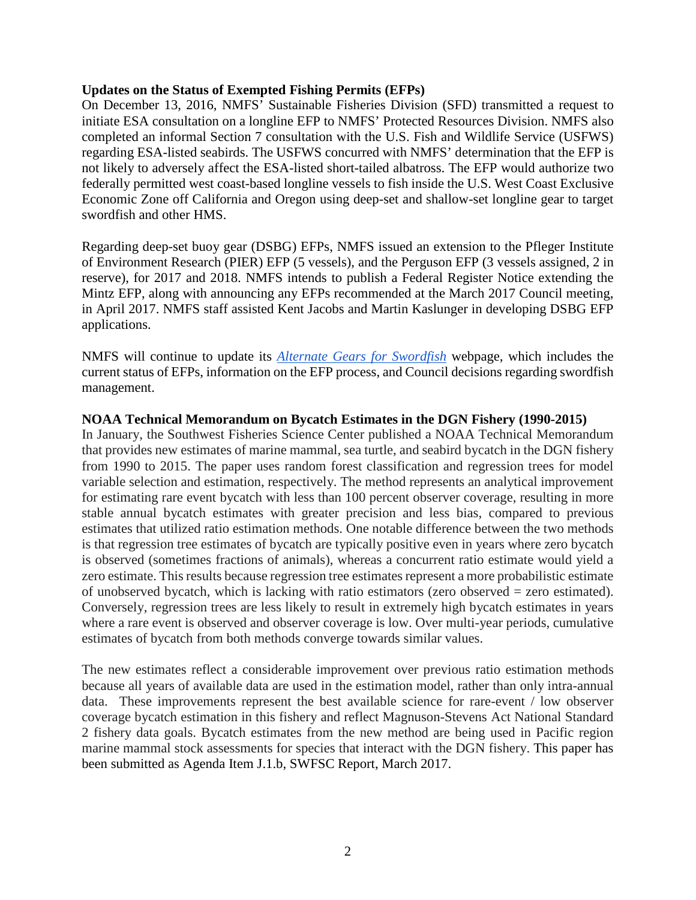**Updates on the Status of Exempted Fishing Permits (EFPs)**

On December 13, 2016, NMFS' Sustainable Fisheries Division (SFD) transmitted a request to initiate ESA consultation on a longline EFP to NMFS' Protected Resources Division. NMFS also completed an informal Section 7 consultation with the U.S. Fish and Wildlife Service (USFWS) regarding ESA-listed seabirds. The USFWS concurred with NMFS' determination that the EFP is not likely to adversely affect the ESA-listed short-tailed albatross. The EFP would authorize two federally permitted west coast-based longline vessels to fish inside the U.S. West Coast Exclusive Economic Zone off California and Oregon using deep-set and shallow-set longline gear to target swordfish and other HMS.

Regarding deep-set buoy gear (DSBG) EFPs, NMFS issued an extension to the Pfleger Institute of Environment Research (PIER) EFP (5 vessels), and the Perguson EFP (3 vessels assigned, 2 in reserve), for 2017 and 2018. NMFS intends to publish a Federal Register Notice extending the Mintz EFP, along with announcing any EFPs recommended at the March 2017 Council meeting, in April 2017. NMFS staff assisted Kent Jacobs and Martin Kaslunger in developing DSBG EFP applications.

NMFS will continue to update its *Alternate Gears for Swordfish* webpage, which includes the current status of EFPs, information on the EFP process, and Council decisions regarding swordfish management.

**NOAA Technical Memorandum on Bycatch Estimates in the DGN Fishery (1990-2015)**

In January, the Southwest Fisheries Science Center published a NOAA Technical Memorandum that provides new estimates of marine mammal, sea turtle, and seabird bycatch in the DGN fishery from 1990 to 2015. The paper uses random forest classification and regression trees for model variable selection and estimation, respectively. The method represents an analytical improvement for estimating rare event bycatch with less than 100 percent observer coverage, resulting in more stable annual bycatch estimates with greater precision and less bias, compared to previous estimates that utilized ratio estimation methods. One notable difference between the two methods is that regression tree estimates of bycatch are typically positive even in years where zero bycatch is observed (sometimes fractions of animals), whereas a concurrent ratio estimate would yield a zero estimate. This results because regression tree estimates represent a more probabilistic estimate of unobserved bycatch, which is lacking with ratio estimators (zero observed = zero estimated). Conversely, regression trees are less likely to result in extremely high bycatch estimates in years where a rare event is observed and observer coverage is low. Over multi-year periods, cumulative estimates of bycatch from both methods converge towards similar values.

The new estimates reflect a considerable improvement over previous ratio estimation methods because all years of available data are used in the estimation model, rather than only intra-annual data. These improvements represent the best available science for rare-event / low observer coverage bycatch estimation in this fishery and reflect Magnuson-Stevens Act National Standard 2 fishery data goals. Bycatch estimates from the new method are being used in Pacific region marine mammal stock assessments for species that interact with the DGN fishery. This paper has been submitted as Agenda Item J.1.b, SWFSC Report, March 2017.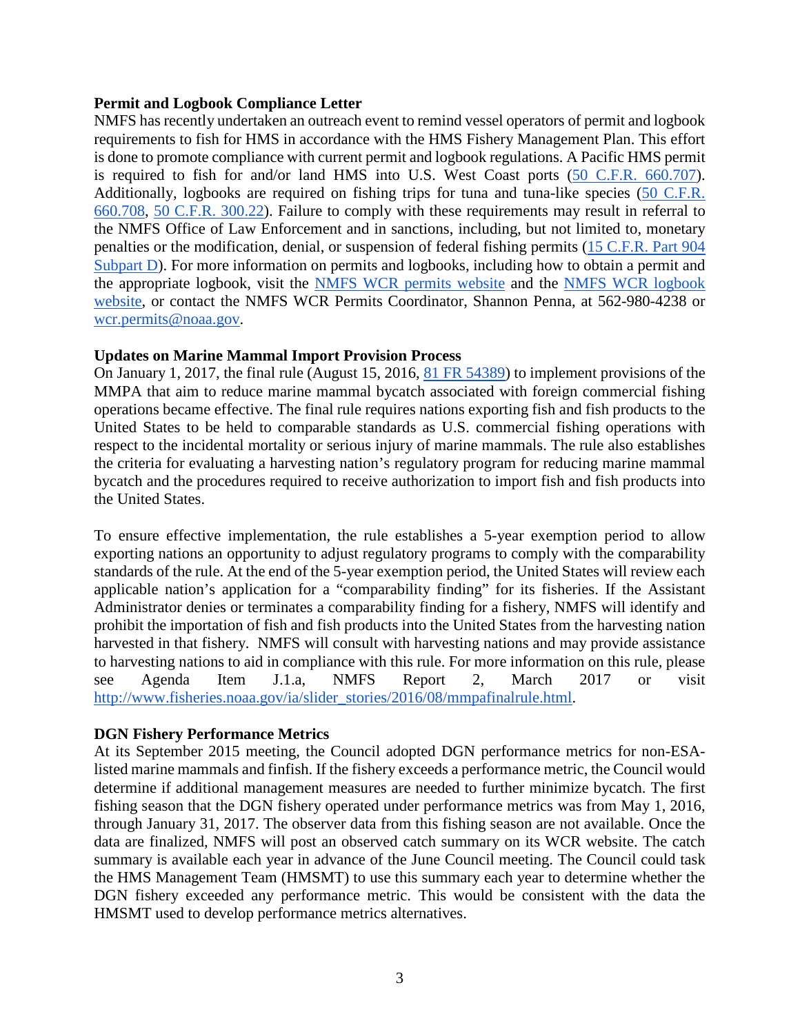**Permit and Logbook Compliance Letter**

NMFS has recently undertaken an outreach event to remind vessel operators of permit and logbook requirements to fish for HMS in accordance with the HMS Fishery Management Plan. This effort is done to promote compliance with current permit and logbook regulations. A Pacific HMS permit is required to fish for and/or land HMS into U.S. West Coast ports (50 C.F.R. 660.707). Additionally, logbooks are required on fishing trips for tuna and tuna-like species (50 C.F.R. 660.708, 50 C.F.R. 300.22). Failure to comply with these requirements may result in referral to the NMFS Office of Law Enforcement and in sanctions, including, but not limited to, monetary penalties or the modification, denial, or suspension of federal fishing permits (15 C.F.R. Part 904 Subpart D). For more information on permits and logbooks, including how to obtain a permit and the appropriate logbook, visit the NMFS WCR permits website and the NMFS WCR logbook website, or contact the NMFS WCR Permits Coordinator, Shannon Penna, at 562-980-4238 or wcr.permits@noaa.gov.

**Updates on Marine Mammal Import Provision Process**

On January 1, 2017, the final rule (August 15, 2016, 81 FR 54389) to implement provisions of the MMPA that aim to reduce marine mammal bycatch associated with foreign commercial fishing operations became effective. The final rule requires nations exporting fish and fish products to the United States to be held to comparable standards as U.S. commercial fishing operations with respect to the incidental mortality or serious injury of marine mammals. The rule also establishes the criteria for evaluating a harvesting nation's regulatory program for reducing marine mammal bycatch and the procedures required to receive authorization to import fish and fish products into the United States.

To ensure effective implementation, the rule establishes a 5-year exemption period to allow exporting nations an opportunity to adjust regulatory programs to comply with the comparability standards of the rule. At the end of the 5-year exemption period, the United States will review each applicable nation's application for a "comparability finding" for its fisheries. If the Assistant Administrator denies or terminates a comparability finding for a fishery, NMFS will identify and prohibit the importation of fish and fish products into the United States from the harvesting nation harvested in that fishery. NMFS will consult with harvesting nations and may provide assistance to harvesting nations to aid in compliance with this rule. For more information on this rule, please see Agenda Item J.1.a, NMFS Report 2, March 2017 or visit http://www.fisheries.noaa.gov/ia/slider_stories/2016/08/mmpafinalrule.html.

**DGN Fishery Performance Metrics**

At its September 2015 meeting, the Council adopted DGN performance metrics for non-ESA-listed marine mammals and finfish. If the fishery exceeds a performance metric, the Council would determine if additional management measures are needed to further minimize bycatch. The first fishing season that the DGN fishery operated under performance metrics was from May 1, 2016, through January 31, 2017. The observer data from this fishing season are not available. Once the data are finalized, NMFS will post an observed catch summary on its WCR website. The catch summary is available each year in advance of the June Council meeting. The Council could task the HMS Management Team (HMSMT) to use this summary each year to determine whether the DGN fishery exceeded any performance metric. This would be consistent with the data the HMSMT used to develop performance metrics alternatives.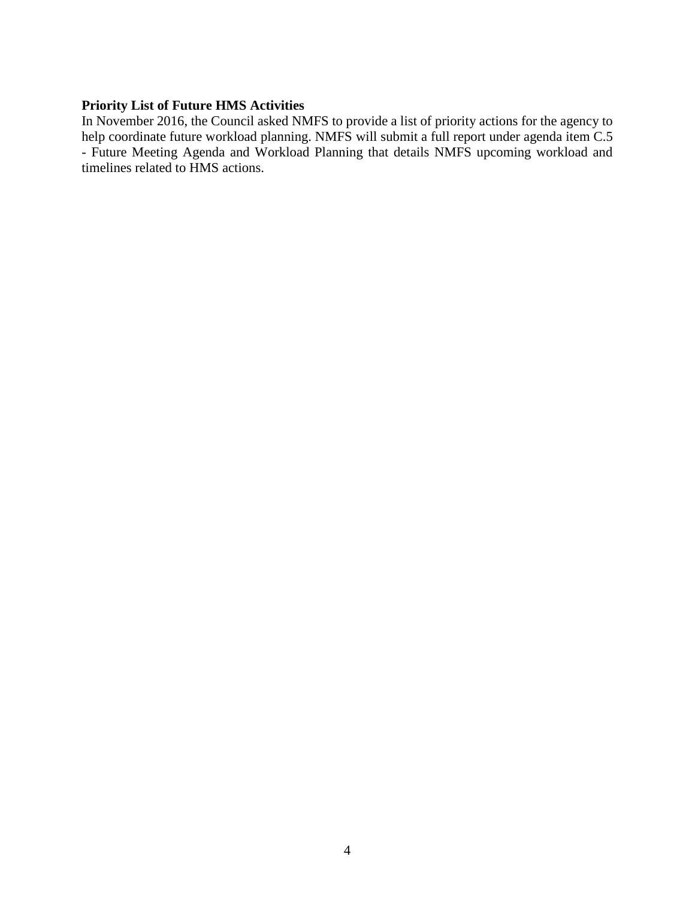**Priority List of Future HMS Activities**

In November 2016, the Council asked NMFS to provide a list of priority actions for the agency to help coordinate future workload planning. NMFS will submit a full report under agenda item C.5 - Future Meeting Agenda and Workload Planning that details NMFS upcoming workload and timelines related to HMS actions.